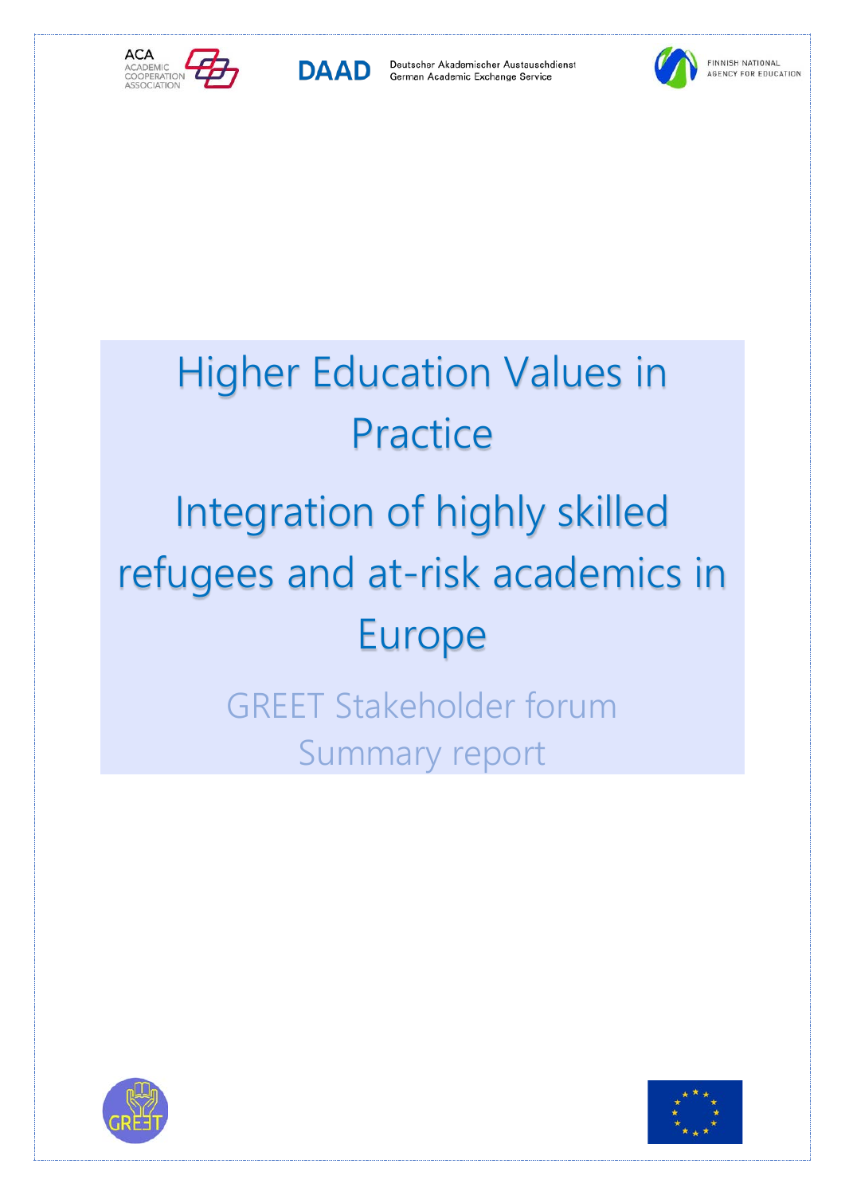ACA ACADEMIC COOPERATION ASSOCIATION

DAAD Deutscher Akademischer Austauschdienst German Academic Exchange Service

FINNISH NATIONAL AGENCY FOR EDUCATION

# Higher Education Values in Practice

# Integration of highly skilled refugees and at-risk academics in Europe

## GREET Stakeholder forum

## Summary report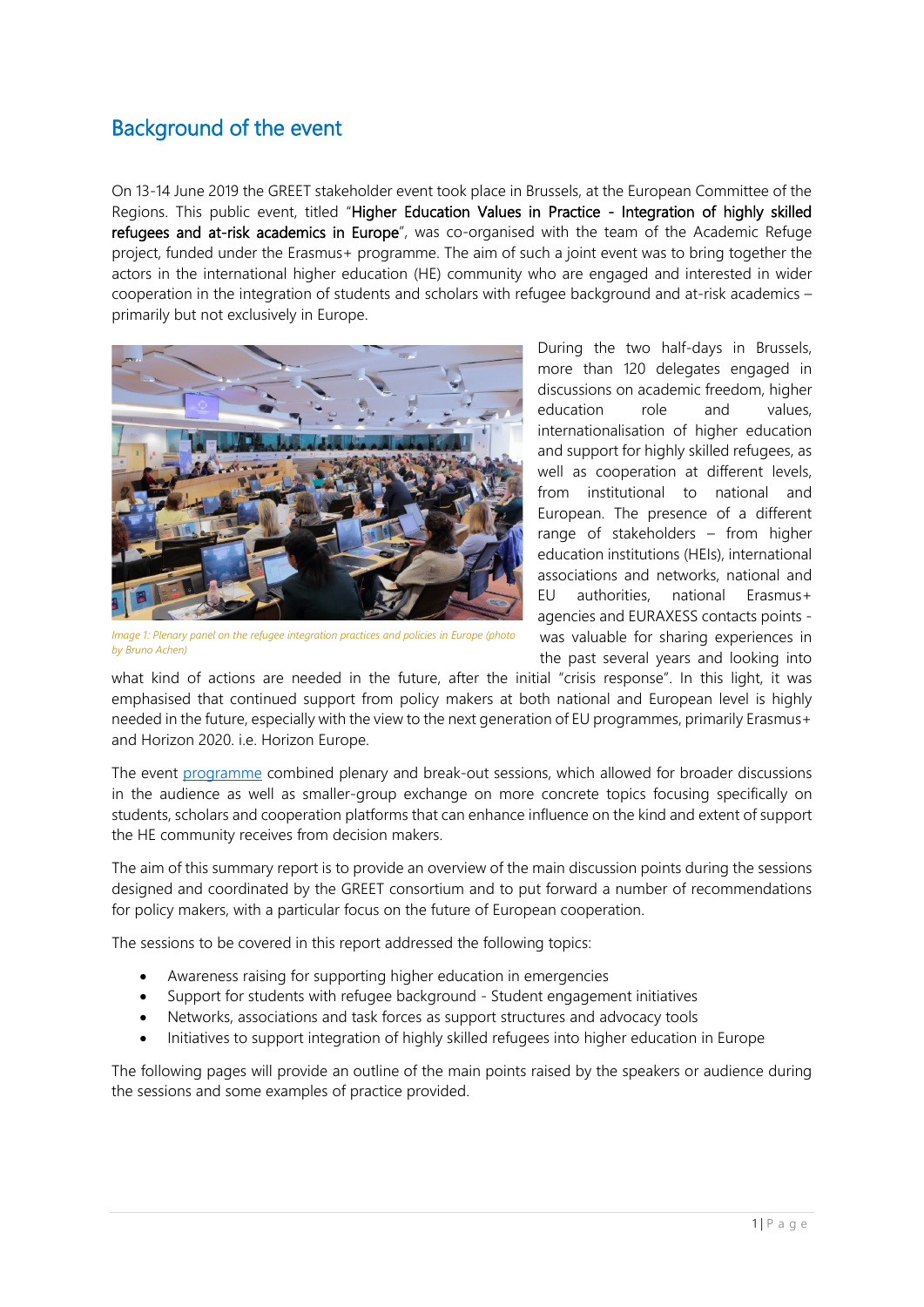# Background of the event

On 13-14 June 2019 the GREET stakeholder event took place in Brussels, at the European Committee of the Regions. This public event, titled "**Higher Education Values in Practice - Integration of highly skilled refugees and at-risk academics in Europe**", was co-organised with the team of the Academic Refuge project, funded under the Erasmus+ programme. The aim of such a joint event was to bring together the actors in the international higher education (HE) community who are engaged and interested in wider cooperation in the integration of students and scholars with refugee background and at-risk academics – primarily but not exclusively in Europe.

*Image 1: Plenary panel on the refugee integration practices and policies in Europe (photo by Bruno Achen)*

During the two half-days in Brussels, more than 120 delegates engaged in discussions on academic freedom, higher education role and values, internationalisation of higher education and support for highly skilled refugees, as well as cooperation at different levels, from institutional to national and European. The presence of a different range of stakeholders – from higher education institutions (HEIs), international associations and networks, national and EU authorities, national Erasmus+ agencies and EURAXESS contacts points - was valuable for sharing experiences in the past several years and looking into what kind of actions are needed in the future, after the initial "crisis response". In this light, it was emphasised that continued support from policy makers at both national and European level is highly needed in the future, especially with the view to the next generation of EU programmes, primarily Erasmus+ and Horizon 2020. i.e. Horizon Europe.

The event programme combined plenary and break-out sessions, which allowed for broader discussions in the audience as well as smaller-group exchange on more concrete topics focusing specifically on students, scholars and cooperation platforms that can enhance influence on the kind and extent of support the HE community receives from decision makers.

The aim of this summary report is to provide an overview of the main discussion points during the sessions designed and coordinated by the GREET consortium and to put forward a number of recommendations for policy makers, with a particular focus on the future of European cooperation.

The sessions to be covered in this report addressed the following topics:

- Awareness raising for supporting higher education in emergencies
- Support for students with refugee background - Student engagement initiatives
- Networks, associations and task forces as support structures and advocacy tools
- Initiatives to support integration of highly skilled refugees into higher education in Europe

The following pages will provide an outline of the main points raised by the speakers or audience during the sessions and some examples of practice provided.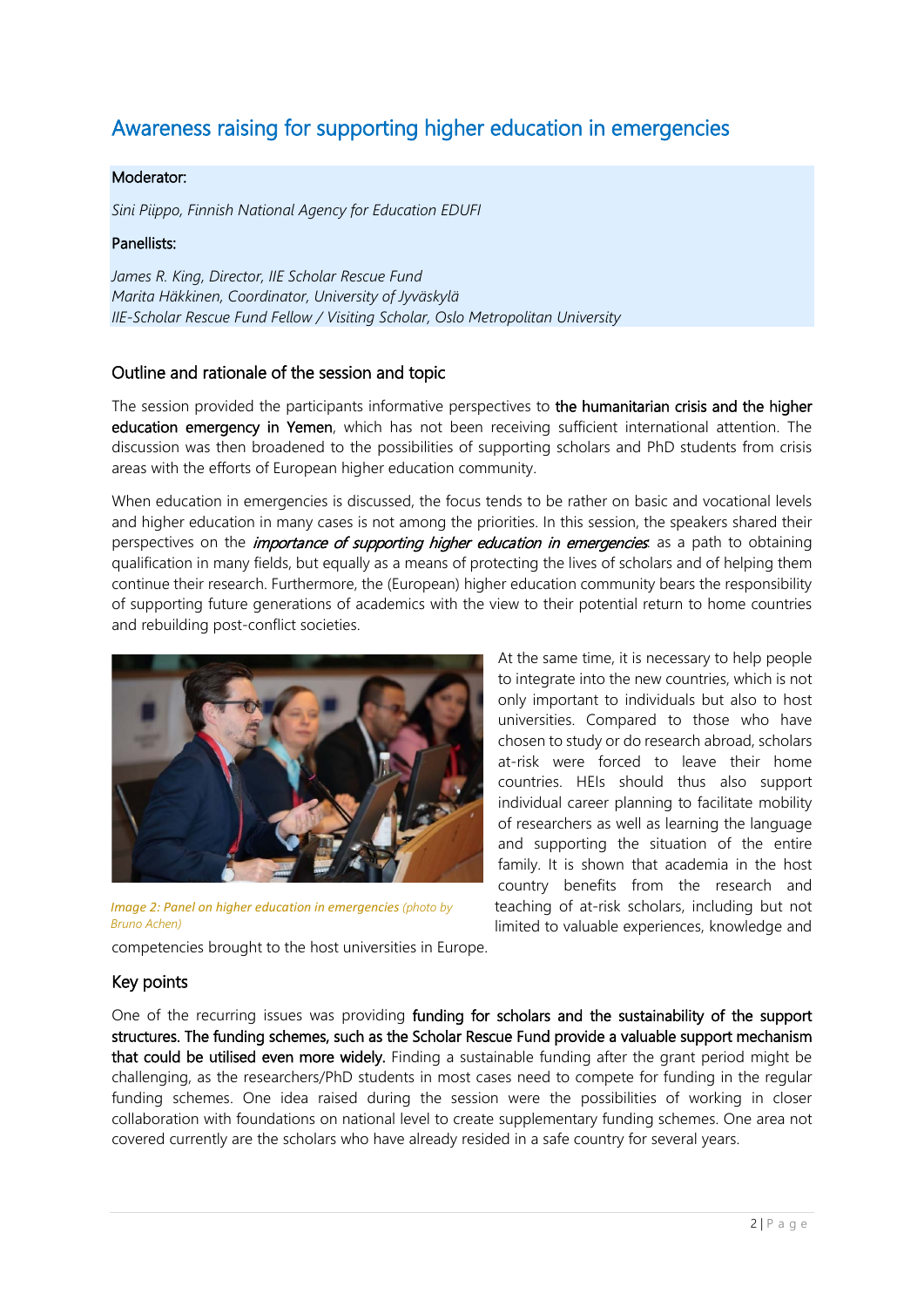## Awareness raising for supporting higher education in emergencies

Moderator:

*Sini Piippo, Finnish National Agency for Education EDUFI*

Panellists:

*James R. King, Director, IIE Scholar Rescue Fund*
*Marita Häkkinen, Coordinator, University of Jyväskylä*
*IIE-Scholar Rescue Fund Fellow / Visiting Scholar, Oslo Metropolitan University*

### Outline and rationale of the session and topic

The session provided the participants informative perspectives to **the humanitarian crisis and the higher education emergency in Yemen**, which has not been receiving sufficient international attention. The discussion was then broadened to the possibilities of supporting scholars and PhD students from crisis areas with the efforts of European higher education community.

When education in emergencies is discussed, the focus tends to be rather on basic and vocational levels and higher education in many cases is not among the priorities. In this session, the speakers shared their perspectives on the ***importance of supporting higher education in emergencies*** as a path to obtaining qualification in many fields, but equally as a means of protecting the lives of scholars and of helping them continue their research. Furthermore, the (European) higher education community bears the responsibility of supporting future generations of academics with the view to their potential return to home countries and rebuilding post-conflict societies.

*Image 2: Panel on higher education in emergencies* (photo by Bruno Achen)

At the same time, it is necessary to help people to integrate into the new countries, which is not only important to individuals but also to host universities. Compared to those who have chosen to study or do research abroad, scholars at-risk were forced to leave their home countries. HEIs should thus also support individual career planning to facilitate mobility of researchers as well as learning the language and supporting the situation of the entire family. It is shown that academia in the host country benefits from the research and teaching of at-risk scholars, including but not limited to valuable experiences, knowledge and competencies brought to the host universities in Europe.

### Key points

One of the recurring issues was providing **funding for scholars and the sustainability of the support structures. The funding schemes, such as the Scholar Rescue Fund provide a valuable support mechanism that could be utilised even more widely.** Finding a sustainable funding after the grant period might be challenging, as the researchers/PhD students in most cases need to compete for funding in the regular funding schemes. One idea raised during the session were the possibilities of working in closer collaboration with foundations on national level to create supplementary funding schemes. One area not covered currently are the scholars who have already resided in a safe country for several years.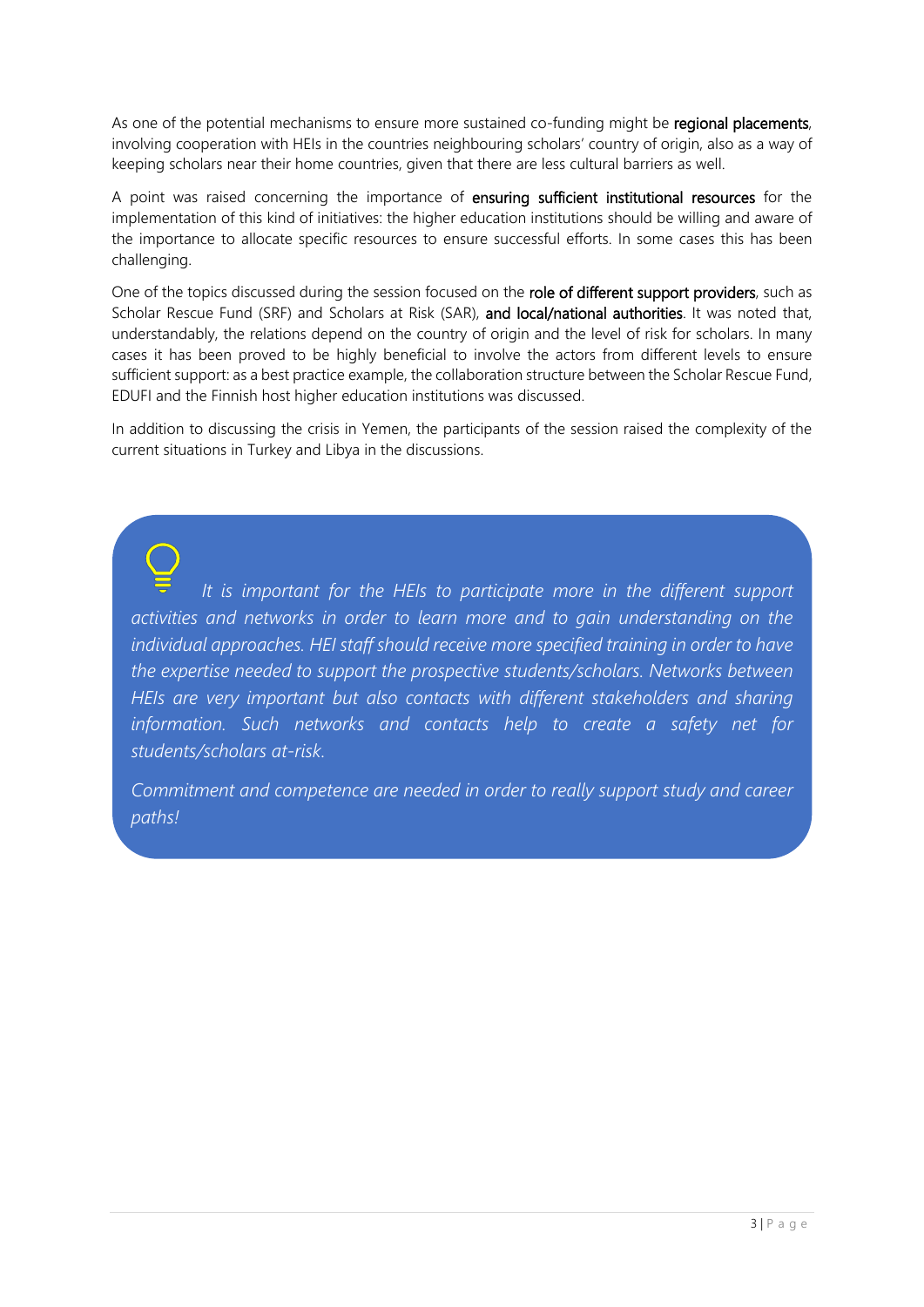As one of the potential mechanisms to ensure more sustained co-funding might be **regional placements**, involving cooperation with HEIs in the countries neighbouring scholars' country of origin, also as a way of keeping scholars near their home countries, given that there are less cultural barriers as well.

A point was raised concerning the importance of **ensuring sufficient institutional resources** for the implementation of this kind of initiatives: the higher education institutions should be willing and aware of the importance to allocate specific resources to ensure successful efforts. In some cases this has been challenging.

One of the topics discussed during the session focused on the **role of different support providers**, such as Scholar Rescue Fund (SRF) and Scholars at Risk (SAR), **and local/national authorities**. It was noted that, understandably, the relations depend on the country of origin and the level of risk for scholars. In many cases it has been proved to be highly beneficial to involve the actors from different levels to ensure sufficient support: as a best practice example, the collaboration structure between the Scholar Rescue Fund, EDUFI and the Finnish host higher education institutions was discussed.

In addition to discussing the crisis in Yemen, the participants of the session raised the complexity of the current situations in Turkey and Libya in the discussions.

*It is important for the HEIs to participate more in the different support activities and networks in order to learn more and to gain understanding on the individual approaches. HEI staff should receive more specified training in order to have the expertise needed to support the prospective students/scholars. Networks between HEIs are very important but also contacts with different stakeholders and sharing information. Such networks and contacts help to create a safety net for students/scholars at-risk.*

*Commitment and competence are needed in order to really support study and career paths!*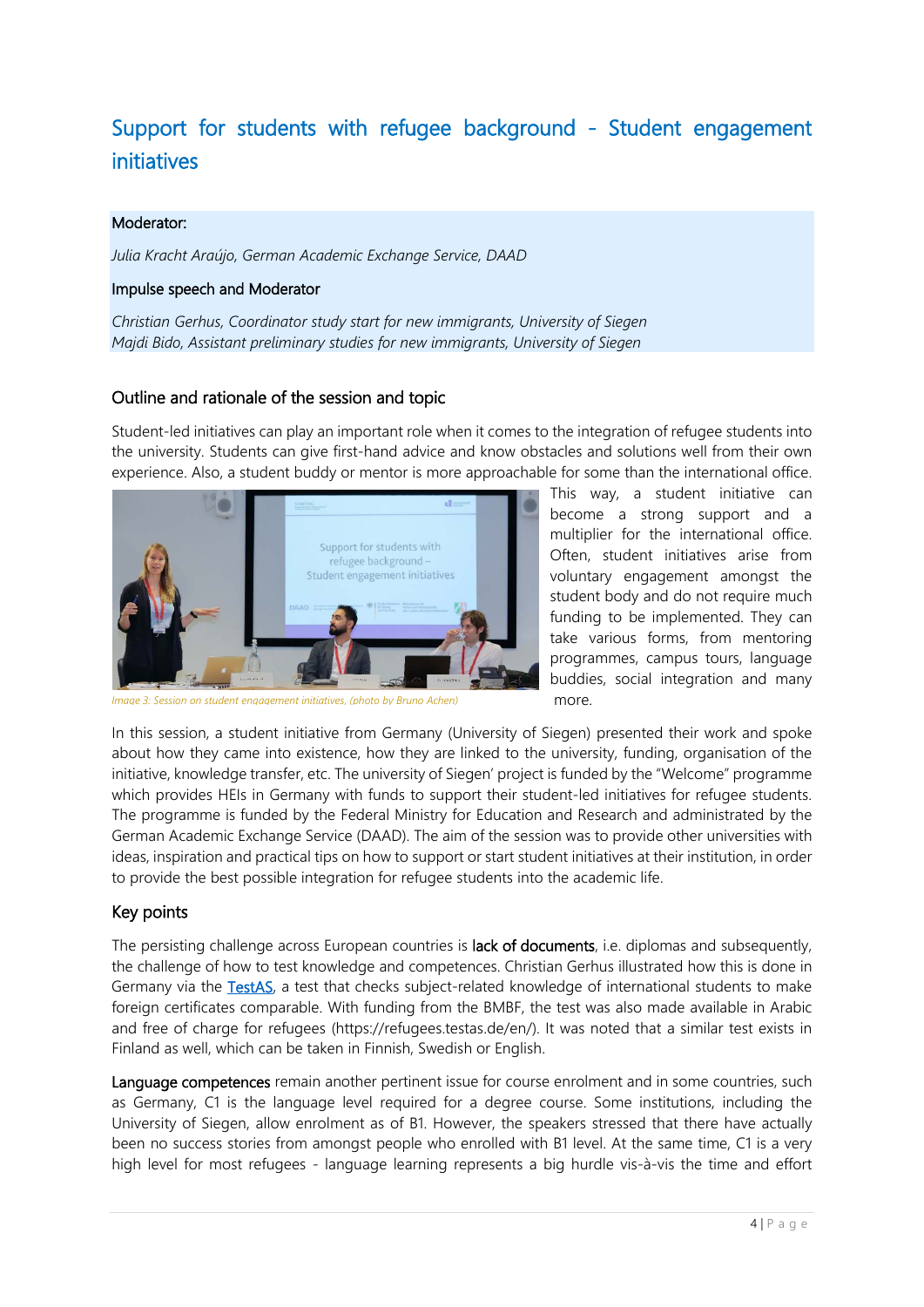## Support for students with refugee background - Student engagement initiatives

**Moderator:**

*Julia Kracht Araújo, German Academic Exchange Service, DAAD*

**Impulse speech and Moderator**

*Christian Gerhus, Coordinator study start for new immigrants, University of Siegen*
*Majdi Bido, Assistant preliminary studies for new immigrants, University of Siegen*

### Outline and rationale of the session and topic

Student-led initiatives can play an important role when it comes to the integration of refugee students into the university. Students can give first-hand advice and know obstacles and solutions well from their own experience. Also, a student buddy or mentor is more approachable for some than the international office. This way, a student initiative can become a strong support and a multiplier for the international office. Often, student initiatives arise from voluntary engagement amongst the student body and do not require much funding to be implemented. They can take various forms, from mentoring programmes, campus tours, language buddies, social integration and many more.

*Image 3: Session on student engagement initiatives, (photo by Bruno Achen)*

In this session, a student initiative from Germany (University of Siegen) presented their work and spoke about how they came into existence, how they are linked to the university, funding, organisation of the initiative, knowledge transfer, etc. The university of Siegen' project is funded by the "Welcome" programme which provides HEIs in Germany with funds to support their student-led initiatives for refugee students. The programme is funded by the Federal Ministry for Education and Research and administrated by the German Academic Exchange Service (DAAD). The aim of the session was to provide other universities with ideas, inspiration and practical tips on how to support or start student initiatives at their institution, in order to provide the best possible integration for refugee students into the academic life.

### Key points

The persisting challenge across European countries is **lack of documents**, i.e. diplomas and subsequently, the challenge of how to test knowledge and competences. Christian Gerhus illustrated how this is done in Germany via the TestAS, a test that checks subject-related knowledge of international students to make foreign certificates comparable. With funding from the BMBF, the test was also made available in Arabic and free of charge for refugees (https://refugees.testas.de/en/). It was noted that a similar test exists in Finland as well, which can be taken in Finnish, Swedish or English.

**Language competences** remain another pertinent issue for course enrolment and in some countries, such as Germany, C1 is the language level required for a degree course. Some institutions, including the University of Siegen, allow enrolment as of B1. However, the speakers stressed that there have actually been no success stories from amongst people who enrolled with B1 level. At the same time, C1 is a very high level for most refugees - language learning represents a big hurdle vis-à-vis the time and effort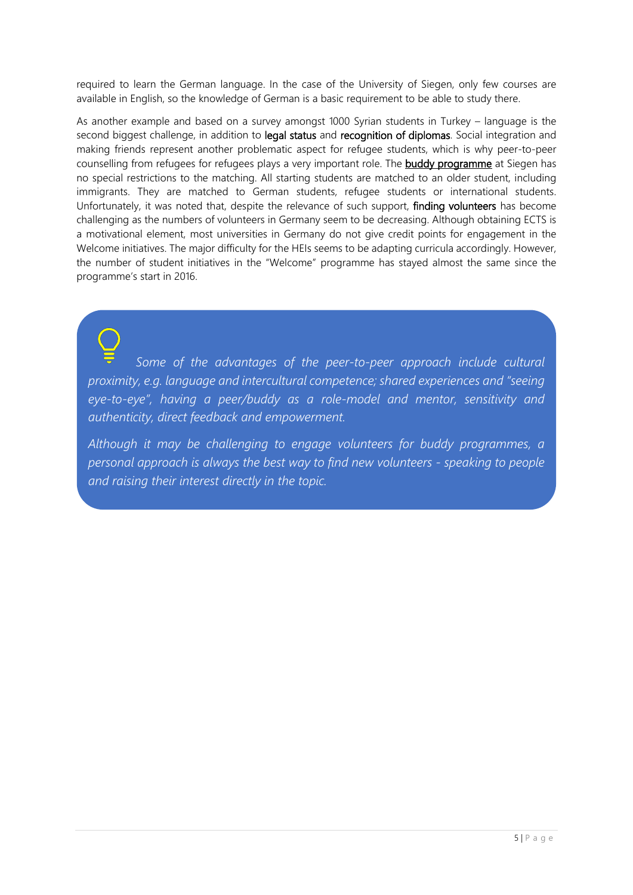required to learn the German language. In the case of the University of Siegen, only few courses are available in English, so the knowledge of German is a basic requirement to be able to study there.

As another example and based on a survey amongst 1000 Syrian students in Turkey – language is the second biggest challenge, in addition to legal status and recognition of diplomas. Social integration and making friends represent another problematic aspect for refugee students, which is why peer-to-peer counselling from refugees for refugees plays a very important role. The buddy programme at Siegen has no special restrictions to the matching. All starting students are matched to an older student, including immigrants. They are matched to German students, refugee students or international students. Unfortunately, it was noted that, despite the relevance of such support, finding volunteers has become challenging as the numbers of volunteers in Germany seem to be decreasing. Although obtaining ECTS is a motivational element, most universities in Germany do not give credit points for engagement in the Welcome initiatives. The major difficulty for the HEIs seems to be adapting curricula accordingly. However, the number of student initiatives in the "Welcome" programme has stayed almost the same since the programme's start in 2016.

*Some of the advantages of the peer-to-peer approach include cultural proximity, e.g. language and intercultural competence; shared experiences and "seeing eye-to-eye", having a peer/buddy as a role-model and mentor, sensitivity and authenticity, direct feedback and empowerment.*

*Although it may be challenging to engage volunteers for buddy programmes, a personal approach is always the best way to find new volunteers - speaking to people and raising their interest directly in the topic.*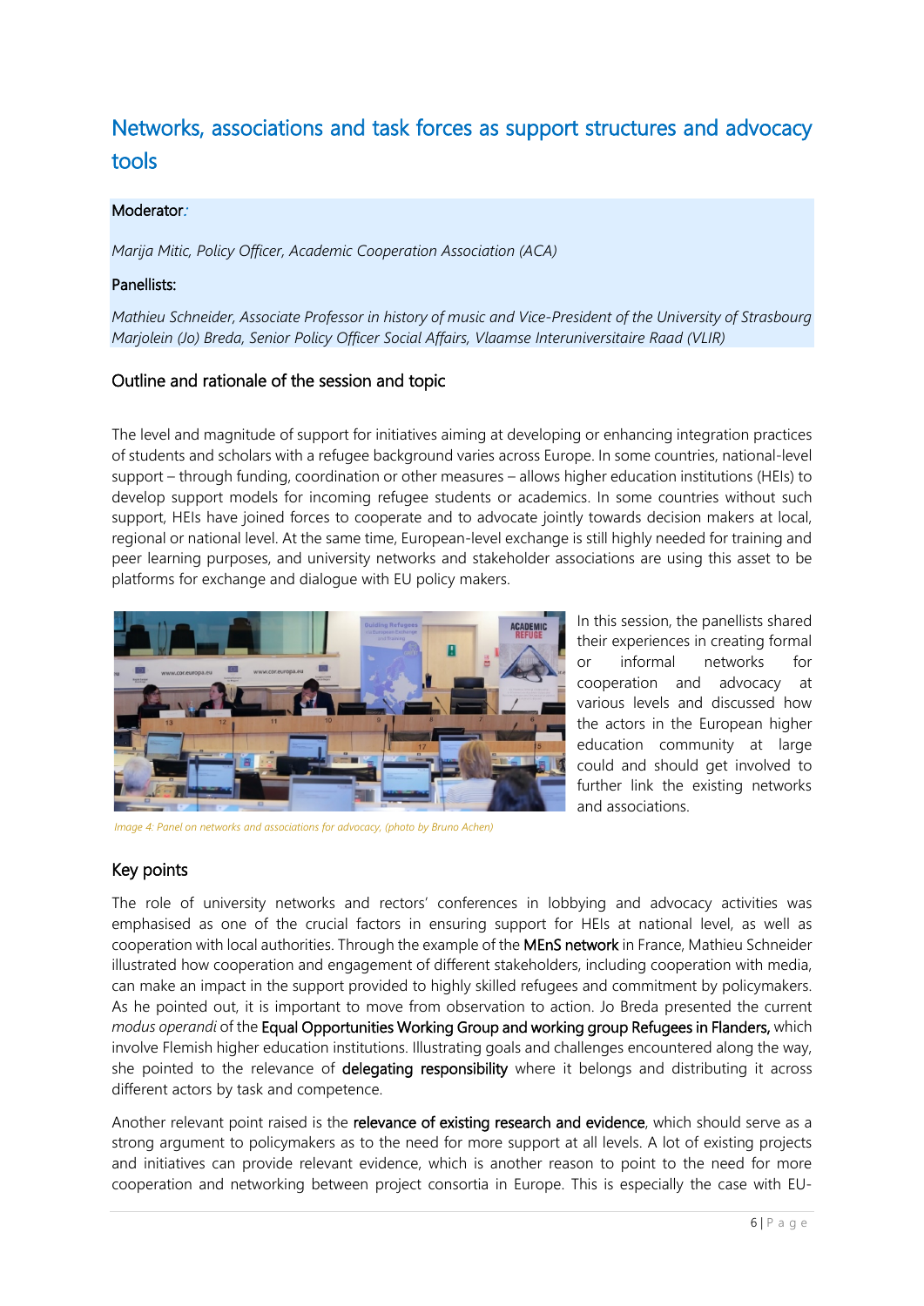## Networks, associations and task forces as support structures and advocacy tools

**Moderator:**

*Marija Mitic, Policy Officer, Academic Cooperation Association (ACA)*

**Panellists:**

*Mathieu Schneider, Associate Professor in history of music and Vice-President of the University of Strasbourg*
*Marjolein (Jo) Breda, Senior Policy Officer Social Affairs, Vlaamse Interuniversitaire Raad (VLIR)*

### Outline and rationale of the session and topic

The level and magnitude of support for initiatives aiming at developing or enhancing integration practices of students and scholars with a refugee background varies across Europe. In some countries, national-level support – through funding, coordination or other measures – allows higher education institutions (HEIs) to develop support models for incoming refugee students or academics. In some countries without such support, HEIs have joined forces to cooperate and to advocate jointly towards decision makers at local, regional or national level. At the same time, European-level exchange is still highly needed for training and peer learning purposes, and university networks and stakeholder associations are using this asset to be platforms for exchange and dialogue with EU policy makers.

Image 4: Panel on networks and associations for advocacy, (photo by Bruno Achen)

In this session, the panellists shared their experiences in creating formal or informal networks for cooperation and advocacy at various levels and discussed how the actors in the European higher education community at large could and should get involved to further link the existing networks and associations.

### Key points

The role of university networks and rectors' conferences in lobbying and advocacy activities was emphasised as one of the crucial factors in ensuring support for HEIs at national level, as well as cooperation with local authorities. Through the example of the MEnS network in France, Mathieu Schneider illustrated how cooperation and engagement of different stakeholders, including cooperation with media, can make an impact in the support provided to highly skilled refugees and commitment by policymakers. As he pointed out, it is important to move from observation to action. Jo Breda presented the current *modus operandi* of the Equal Opportunities Working Group and working group Refugees in Flanders, which involve Flemish higher education institutions. Illustrating goals and challenges encountered along the way, she pointed to the relevance of **delegating responsibility** where it belongs and distributing it across different actors by task and competence.

Another relevant point raised is the **relevance of existing research and evidence**, which should serve as a strong argument to policymakers as to the need for more support at all levels. A lot of existing projects and initiatives can provide relevant evidence, which is another reason to point to the need for more cooperation and networking between project consortia in Europe. This is especially the case with EU-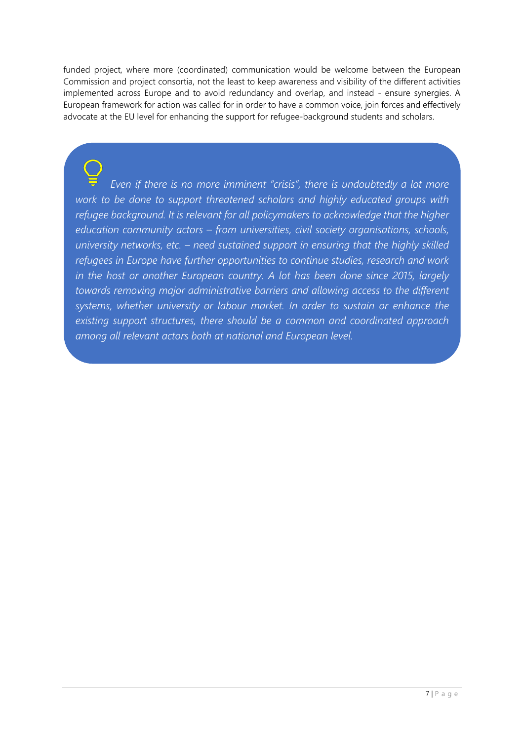funded project, where more (coordinated) communication would be welcome between the European Commission and project consortia, not the least to keep awareness and visibility of the different activities implemented across Europe and to avoid redundancy and overlap, and instead - ensure synergies. A European framework for action was called for in order to have a common voice, join forces and effectively advocate at the EU level for enhancing the support for refugee-background students and scholars.

> *Even if there is no more imminent "crisis", there is undoubtedly a lot more work to be done to support threatened scholars and highly educated groups with refugee background. It is relevant for all policymakers to acknowledge that the higher education community actors – from universities, civil society organisations, schools, university networks, etc. – need sustained support in ensuring that the highly skilled refugees in Europe have further opportunities to continue studies, research and work in the host or another European country. A lot has been done since 2015, largely towards removing major administrative barriers and allowing access to the different systems, whether university or labour market. In order to sustain or enhance the existing support structures, there should be a common and coordinated approach among all relevant actors both at national and European level.*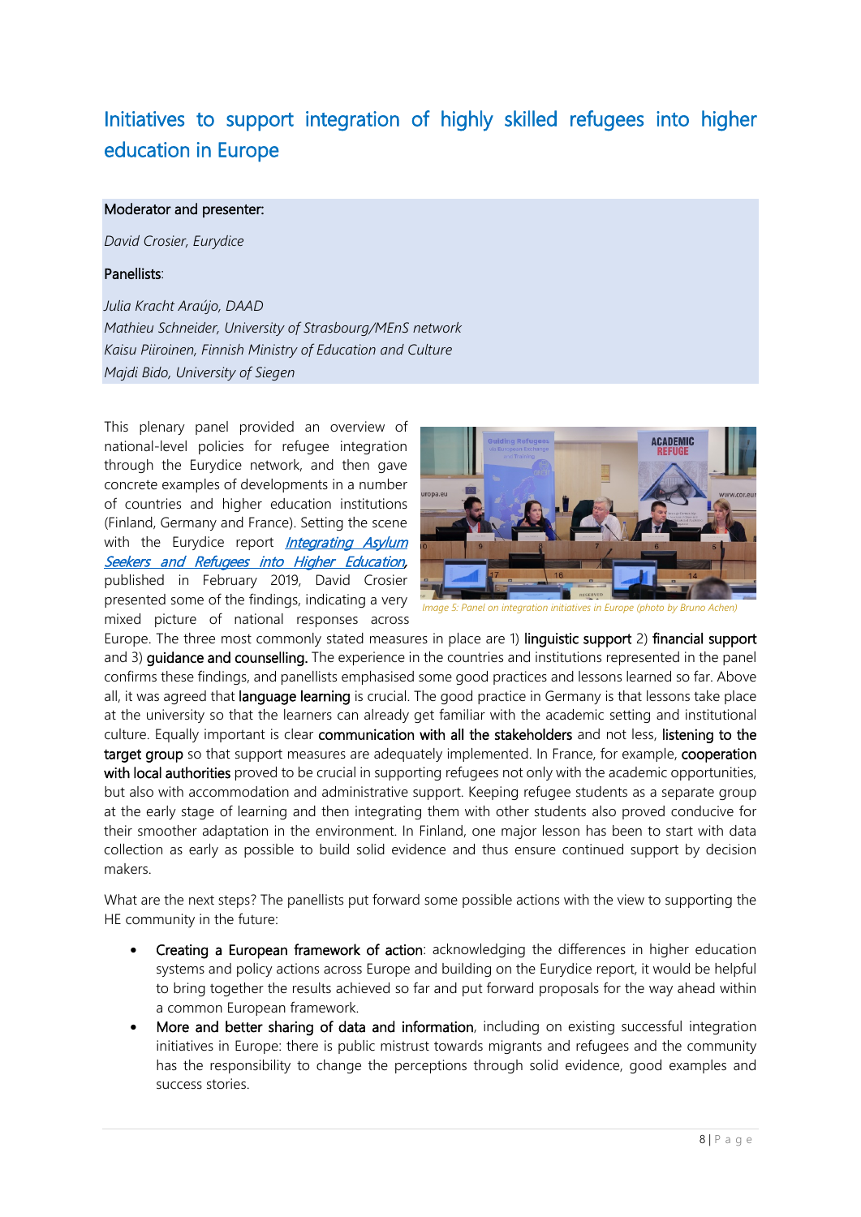# Initiatives to support integration of highly skilled refugees into higher education in Europe

**Moderator and presenter:**

*David Crosier, Eurydice*

**Panellists**:

*Julia Kracht Araújo, DAAD*
*Mathieu Schneider, University of Strasbourg/MEnS network*
*Kaisu Piiroinen, Finnish Ministry of Education and Culture*
*Majdi Bido, University of Siegen*

This plenary panel provided an overview of national-level policies for refugee integration through the Eurydice network, and then gave concrete examples of developments in a number of countries and higher education institutions (Finland, Germany and France). Setting the scene with the Eurydice report *Integrating Asylum Seekers and Refugees into Higher Education*, published in February 2019, David Crosier presented some of the findings, indicating a very mixed picture of national responses across Europe. The three most commonly stated measures in place are 1) **linguistic support** 2) **financial support** and 3) **guidance and counselling.** The experience in the countries and institutions represented in the panel confirms these findings, and panellists emphasised some good practices and lessons learned so far. Above all, it was agreed that **language learning** is crucial. The good practice in Germany is that lessons take place at the university so that the learners can already get familiar with the academic setting and institutional culture. Equally important is clear **communication with all the stakeholders** and not less, **listening to the target group** so that support measures are adequately implemented. In France, for example, **cooperation with local authorities** proved to be crucial in supporting refugees not only with the academic opportunities, but also with accommodation and administrative support. Keeping refugee students as a separate group at the early stage of learning and then integrating them with other students also proved conducive for their smoother adaptation in the environment. In Finland, one major lesson has been to start with data collection as early as possible to build solid evidence and thus ensure continued support by decision makers.

*Image 5: Panel on integration initiatives in Europe (photo by Bruno Achen)*

What are the next steps? The panellists put forward some possible actions with the view to supporting the HE community in the future:

- **Creating a European framework of action**: acknowledging the differences in higher education systems and policy actions across Europe and building on the Eurydice report, it would be helpful to bring together the results achieved so far and put forward proposals for the way ahead within a common European framework.
- **More and better sharing of data and information**, including on existing successful integration initiatives in Europe: there is public mistrust towards migrants and refugees and the community has the responsibility to change the perceptions through solid evidence, good examples and success stories.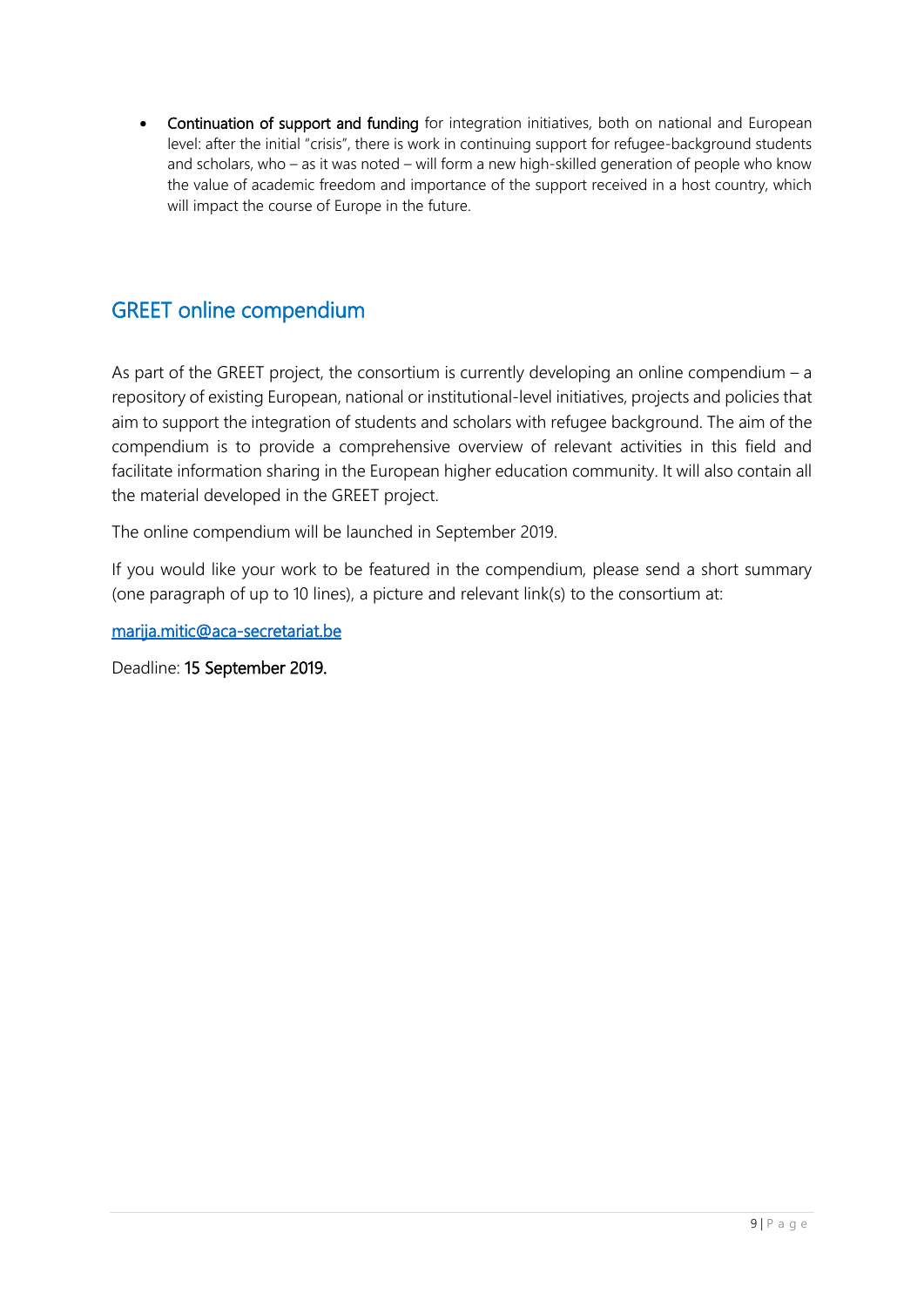- **Continuation of support and funding** for integration initiatives, both on national and European level: after the initial "crisis", there is work in continuing support for refugee-background students and scholars, who – as it was noted – will form a new high-skilled generation of people who know the value of academic freedom and importance of the support received in a host country, which will impact the course of Europe in the future.

## GREET online compendium

As part of the GREET project, the consortium is currently developing an online compendium – a repository of existing European, national or institutional-level initiatives, projects and policies that aim to support the integration of students and scholars with refugee background. The aim of the compendium is to provide a comprehensive overview of relevant activities in this field and facilitate information sharing in the European higher education community. It will also contain all the material developed in the GREET project.

The online compendium will be launched in September 2019.

If you would like your work to be featured in the compendium, please send a short summary (one paragraph of up to 10 lines), a picture and relevant link(s) to the consortium at:

marija.mitic@aca-secretariat.be

Deadline: **15 September 2019.**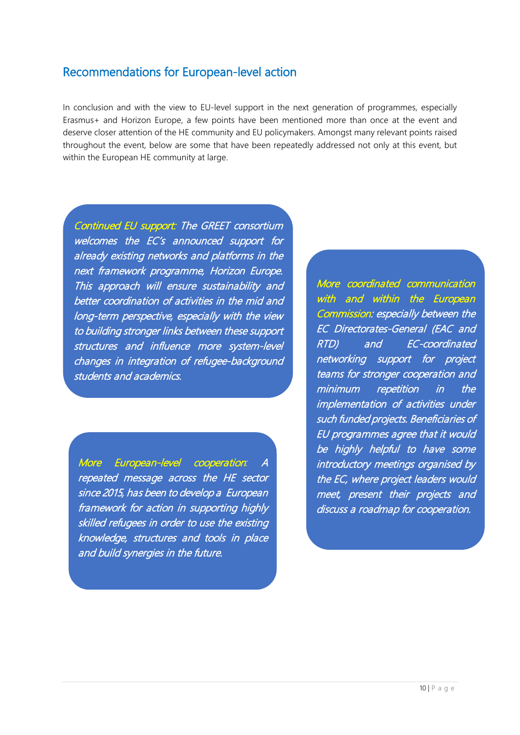## Recommendations for European-level action

In conclusion and with the view to EU-level support in the next generation of programmes, especially Erasmus+ and Horizon Europe, a few points have been mentioned more than once at the event and deserve closer attention of the HE community and EU policymakers. Amongst many relevant points raised throughout the event, below are some that have been repeatedly addressed not only at this event, but within the European HE community at large.

*Continued EU support: The GREET consortium welcomes the EC's announced support for already existing networks and platforms in the next framework programme, Horizon Europe. This approach will ensure sustainability and better coordination of activities in the mid and long-term perspective, especially with the view to building stronger links between these support structures and influence more system-level changes in integration of refugee-background students and academics.*

*More European-level cooperation: A repeated message across the HE sector since 2015, has been to develop a European framework for action in supporting highly skilled refugees in order to use the existing knowledge, structures and tools in place and build synergies in the future.*

*More coordinated communication with and within the European Commission: especially between the EC Directorates-General (EAC and RTD) and EC-coordinated networking support for project teams for stronger cooperation and minimum repetition in the implementation of activities under such funded projects. Beneficiaries of EU programmes agree that it would be highly helpful to have some introductory meetings organised by the EC, where project leaders would meet, present their projects and discuss a roadmap for cooperation.*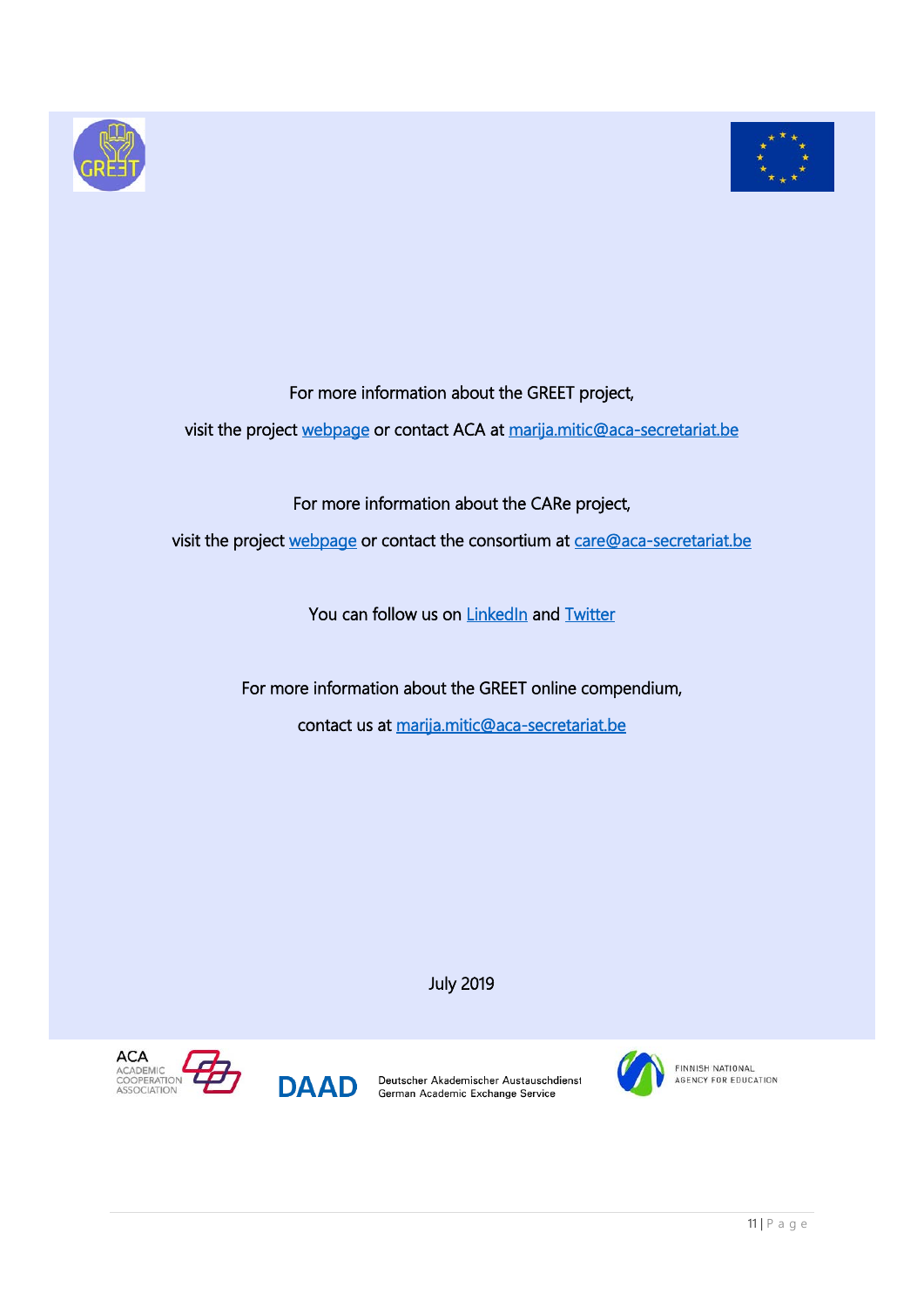For more information about the GREET project,

visit the project webpage or contact ACA at marija.mitic@aca-secretariat.be

For more information about the CARe project,

visit the project webpage or contact the consortium at care@aca-secretariat.be

You can follow us on LinkedIn and Twitter

For more information about the GREET online compendium,

contact us at marija.mitic@aca-secretariat.be

July 2019

ACA ACADEMIC COOPERATION ASSOCIATION

DAAD Deutscher Akademischer Austauschdienst German Academic Exchange Service

FINNISH NATIONAL AGENCY FOR EDUCATION